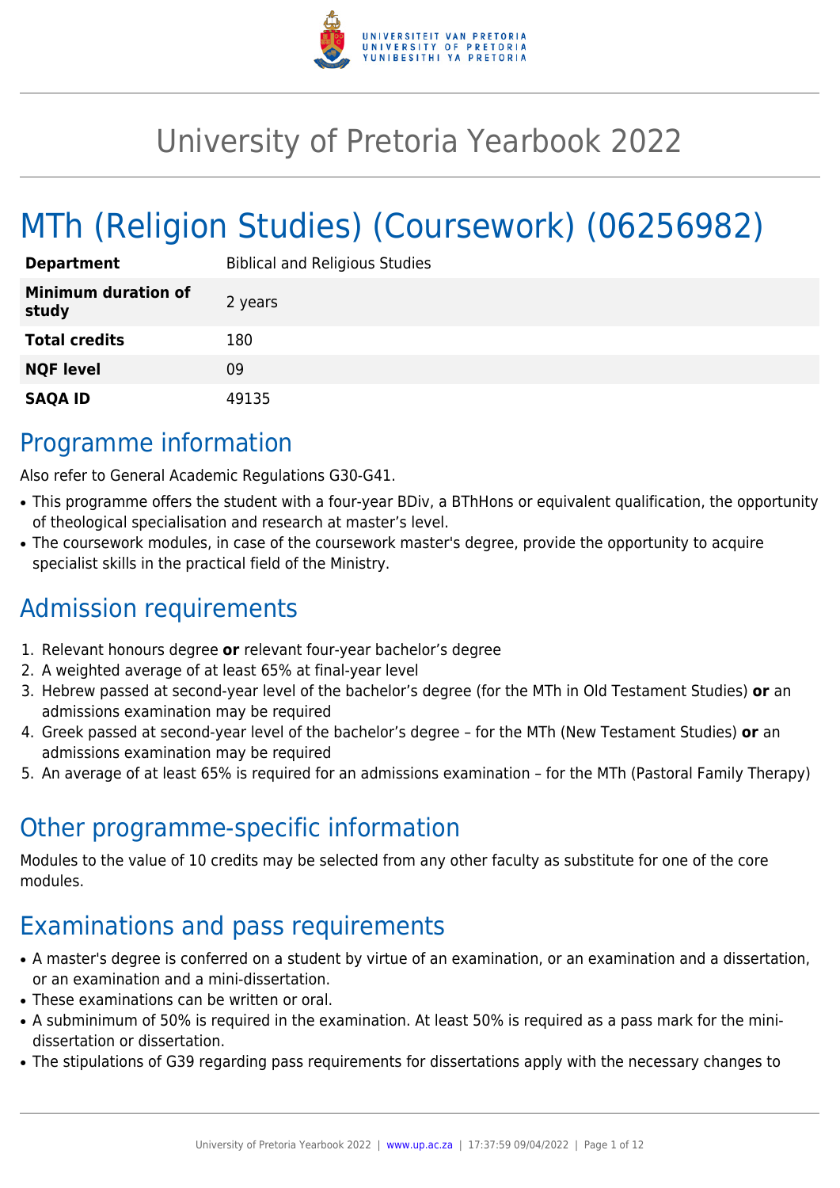# University of Pretoria Yearbook 2022

# MTh (Religion Studies) (Coursework) (06256982)

| | |
|---|---|
| **Department** | Biblical and Religious Studies |
| **Minimum duration of study** | 2 years |
| **Total credits** | 180 |
| **NQF level** | 09 |
| **SAQA ID** | 49135 |

## Programme information

Also refer to General Academic Regulations G30-G41.

- This programme offers the student with a four-year BDiv, a BThHons or equivalent qualification, the opportunity of theological specialisation and research at master's level.
- The coursework modules, in case of the coursework master's degree, provide the opportunity to acquire specialist skills in the practical field of the Ministry.

## Admission requirements

1. Relevant honours degree **or** relevant four-year bachelor's degree
2. A weighted average of at least 65% at final-year level
3. Hebrew passed at second-year level of the bachelor's degree (for the MTh in Old Testament Studies) **or** an admissions examination may be required
4. Greek passed at second-year level of the bachelor's degree – for the MTh (New Testament Studies) **or** an admissions examination may be required
5. An average of at least 65% is required for an admissions examination – for the MTh (Pastoral Family Therapy)

## Other programme-specific information

Modules to the value of 10 credits may be selected from any other faculty as substitute for one of the core modules.

## Examinations and pass requirements

- A master's degree is conferred on a student by virtue of an examination, or an examination and a dissertation, or an examination and a mini-dissertation.
- These examinations can be written or oral.
- A subminimum of 50% is required in the examination. At least 50% is required as a pass mark for the mini-dissertation or dissertation.
- The stipulations of G39 regarding pass requirements for dissertations apply with the necessary changes to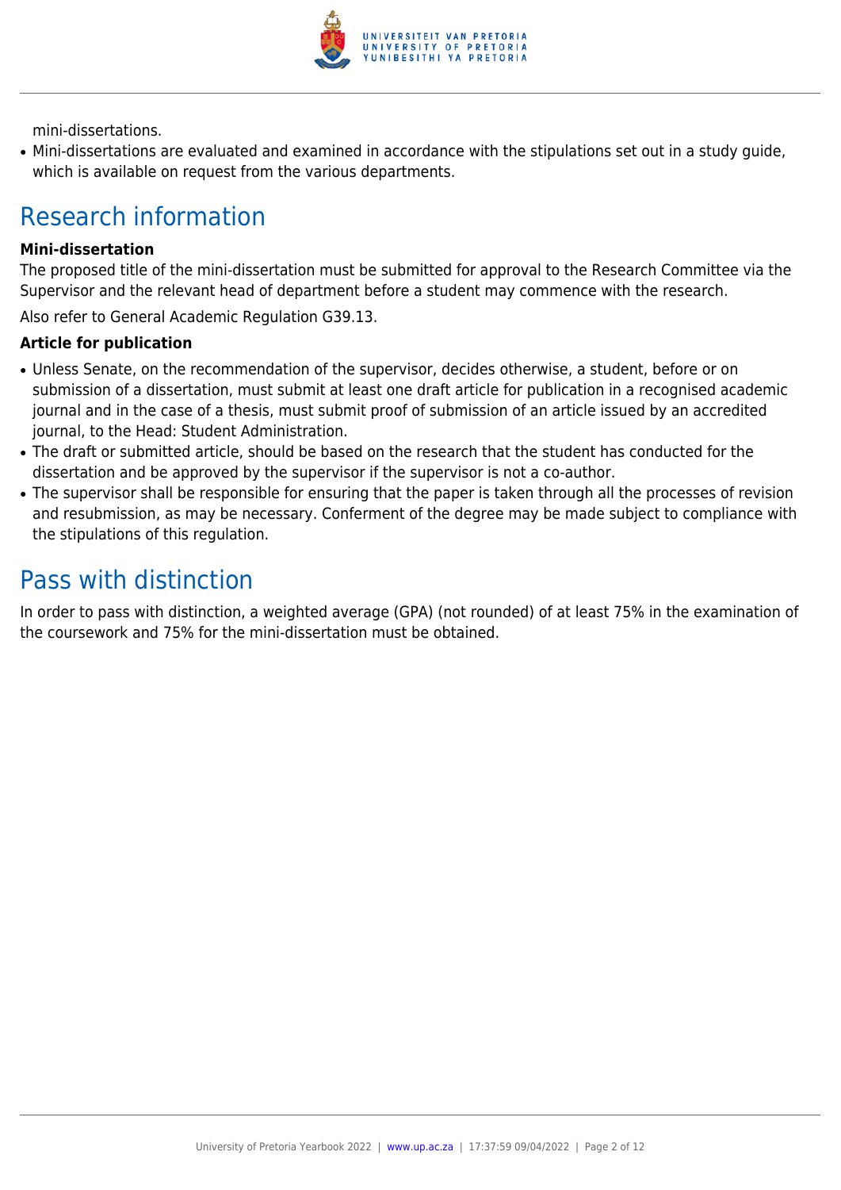mini-dissertations.

- Mini-dissertations are evaluated and examined in accordance with the stipulations set out in a study guide, which is available on request from the various departments.

# Research information

### Mini-dissertation

The proposed title of the mini-dissertation must be submitted for approval to the Research Committee via the Supervisor and the relevant head of department before a student may commence with the research.

Also refer to General Academic Regulation G39.13.

### Article for publication

- Unless Senate, on the recommendation of the supervisor, decides otherwise, a student, before or on submission of a dissertation, must submit at least one draft article for publication in a recognised academic journal and in the case of a thesis, must submit proof of submission of an article issued by an accredited journal, to the Head: Student Administration.
- The draft or submitted article, should be based on the research that the student has conducted for the dissertation and be approved by the supervisor if the supervisor is not a co-author.
- The supervisor shall be responsible for ensuring that the paper is taken through all the processes of revision and resubmission, as may be necessary. Conferment of the degree may be made subject to compliance with the stipulations of this regulation.

# Pass with distinction

In order to pass with distinction, a weighted average (GPA) (not rounded) of at least 75% in the examination of the coursework and 75% for the mini-dissertation must be obtained.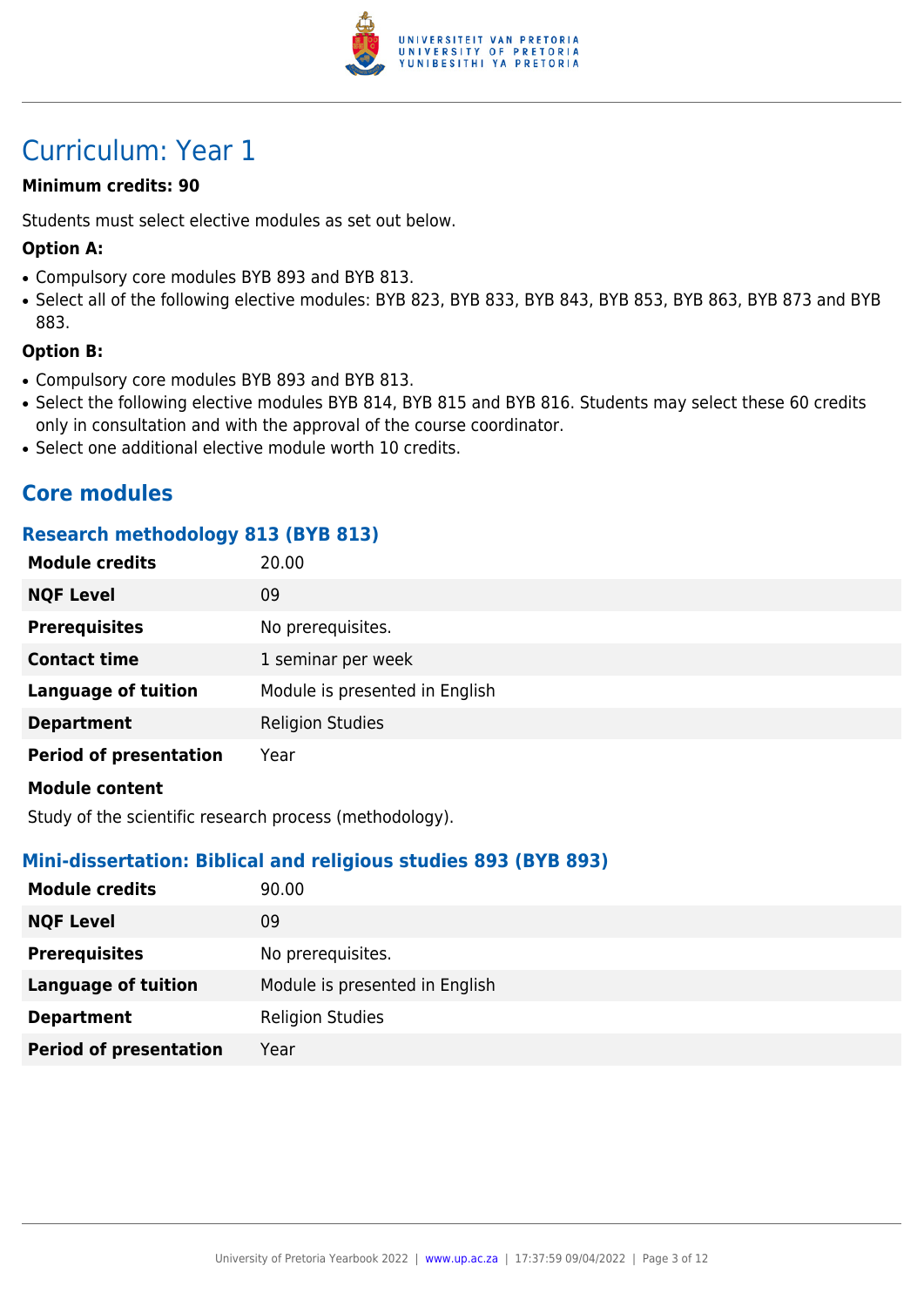# Curriculum: Year 1

**Minimum credits: 90**

Students must select elective modules as set out below.

**Option A:**

- Compulsory core modules BYB 893 and BYB 813.
- Select all of the following elective modules: BYB 823, BYB 833, BYB 843, BYB 853, BYB 863, BYB 873 and BYB 883.

**Option B:**

- Compulsory core modules BYB 893 and BYB 813.
- Select the following elective modules BYB 814, BYB 815 and BYB 816. Students may select these 60 credits only in consultation and with the approval of the course coordinator.
- Select one additional elective module worth 10 credits.

## Core modules

### Research methodology 813 (BYB 813)

| | |
|---|---|
| **Module credits** | 20.00 |
| **NQF Level** | 09 |
| **Prerequisites** | No prerequisites. |
| **Contact time** | 1 seminar per week |
| **Language of tuition** | Module is presented in English |
| **Department** | Religion Studies |
| **Period of presentation** | Year |

**Module content**

Study of the scientific research process (methodology).

### Mini-dissertation: Biblical and religious studies 893 (BYB 893)

| | |
|---|---|
| **Module credits** | 90.00 |
| **NQF Level** | 09 |
| **Prerequisites** | No prerequisites. |
| **Language of tuition** | Module is presented in English |
| **Department** | Religion Studies |
| **Period of presentation** | Year |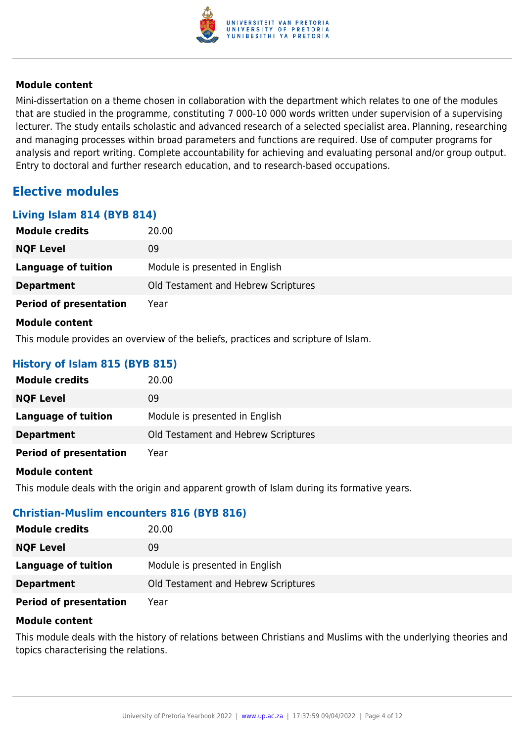#### Module content

Mini-dissertation on a theme chosen in collaboration with the department which relates to one of the modules that are studied in the programme, constituting 7 000-10 000 words written under supervision of a supervising lecturer. The study entails scholastic and advanced research of a selected specialist area. Planning, researching and managing processes within broad parameters and functions are required. Use of computer programs for analysis and report writing. Complete accountability for achieving and evaluating personal and/or group output. Entry to doctoral and further research education, and to research-based occupations.

## Elective modules

### Living Islam 814 (BYB 814)

| | |
|---|---|
| **Module credits** | 20.00 |
| **NQF Level** | 09 |
| **Language of tuition** | Module is presented in English |
| **Department** | Old Testament and Hebrew Scriptures |
| **Period of presentation** | Year |

#### Module content

This module provides an overview of the beliefs, practices and scripture of Islam.

### History of Islam 815 (BYB 815)

| | |
|---|---|
| **Module credits** | 20.00 |
| **NQF Level** | 09 |
| **Language of tuition** | Module is presented in English |
| **Department** | Old Testament and Hebrew Scriptures |
| **Period of presentation** | Year |

#### Module content

This module deals with the origin and apparent growth of Islam during its formative years.

### Christian-Muslim encounters 816 (BYB 816)

| | |
|---|---|
| **Module credits** | 20.00 |
| **NQF Level** | 09 |
| **Language of tuition** | Module is presented in English |
| **Department** | Old Testament and Hebrew Scriptures |
| **Period of presentation** | Year |

#### Module content

This module deals with the history of relations between Christians and Muslims with the underlying theories and topics characterising the relations.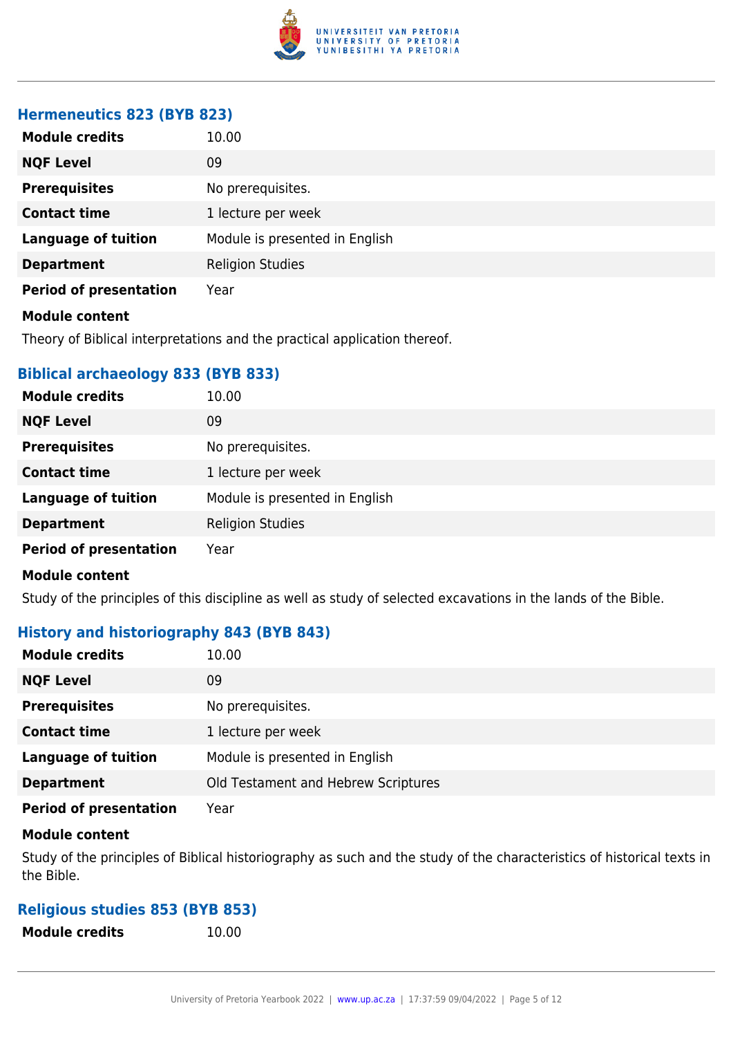### Hermeneutics 823 (BYB 823)

| | |
|---|---|
| **Module credits** | 10.00 |
| **NQF Level** | 09 |
| **Prerequisites** | No prerequisites. |
| **Contact time** | 1 lecture per week |
| **Language of tuition** | Module is presented in English |
| **Department** | Religion Studies |
| **Period of presentation** | Year |

**Module content**

Theory of Biblical interpretations and the practical application thereof.

### Biblical archaeology 833 (BYB 833)

| | |
|---|---|
| **Module credits** | 10.00 |
| **NQF Level** | 09 |
| **Prerequisites** | No prerequisites. |
| **Contact time** | 1 lecture per week |
| **Language of tuition** | Module is presented in English |
| **Department** | Religion Studies |
| **Period of presentation** | Year |

**Module content**

Study of the principles of this discipline as well as study of selected excavations in the lands of the Bible.

### History and historiography 843 (BYB 843)

| | |
|---|---|
| **Module credits** | 10.00 |
| **NQF Level** | 09 |
| **Prerequisites** | No prerequisites. |
| **Contact time** | 1 lecture per week |
| **Language of tuition** | Module is presented in English |
| **Department** | Old Testament and Hebrew Scriptures |
| **Period of presentation** | Year |

**Module content**

Study of the principles of Biblical historiography as such and the study of the characteristics of historical texts in the Bible.

### Religious studies 853 (BYB 853)

| | |
|---|---|
| **Module credits** | 10.00 |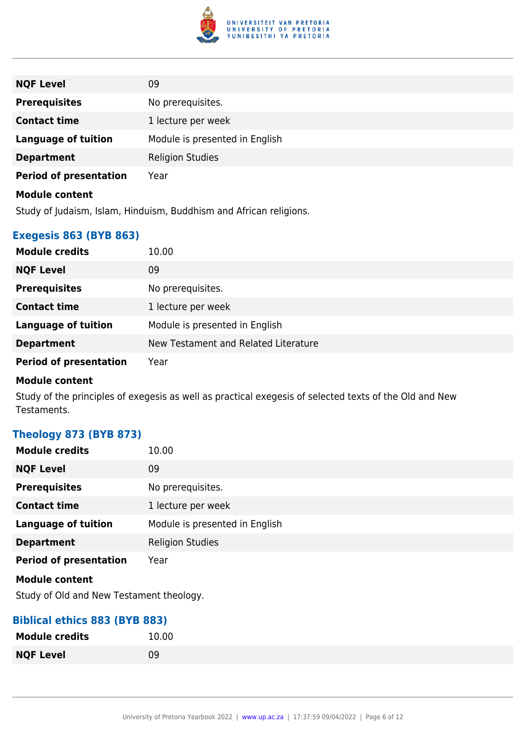| | |
|---|---|
| **NQF Level** | 09 |
| **Prerequisites** | No prerequisites. |
| **Contact time** | 1 lecture per week |
| **Language of tuition** | Module is presented in English |
| **Department** | Religion Studies |
| **Period of presentation** | Year |

**Module content**

Study of Judaism, Islam, Hinduism, Buddhism and African religions.

### Exegesis 863 (BYB 863)

| | |
|---|---|
| **Module credits** | 10.00 |
| **NQF Level** | 09 |
| **Prerequisites** | No prerequisites. |
| **Contact time** | 1 lecture per week |
| **Language of tuition** | Module is presented in English |
| **Department** | New Testament and Related Literature |
| **Period of presentation** | Year |

**Module content**

Study of the principles of exegesis as well as practical exegesis of selected texts of the Old and New Testaments.

### Theology 873 (BYB 873)

| | |
|---|---|
| **Module credits** | 10.00 |
| **NQF Level** | 09 |
| **Prerequisites** | No prerequisites. |
| **Contact time** | 1 lecture per week |
| **Language of tuition** | Module is presented in English |
| **Department** | Religion Studies |
| **Period of presentation** | Year |

**Module content**

Study of Old and New Testament theology.

### Biblical ethics 883 (BYB 883)

| | |
|---|---|
| **Module credits** | 10.00 |
| **NQF Level** | 09 |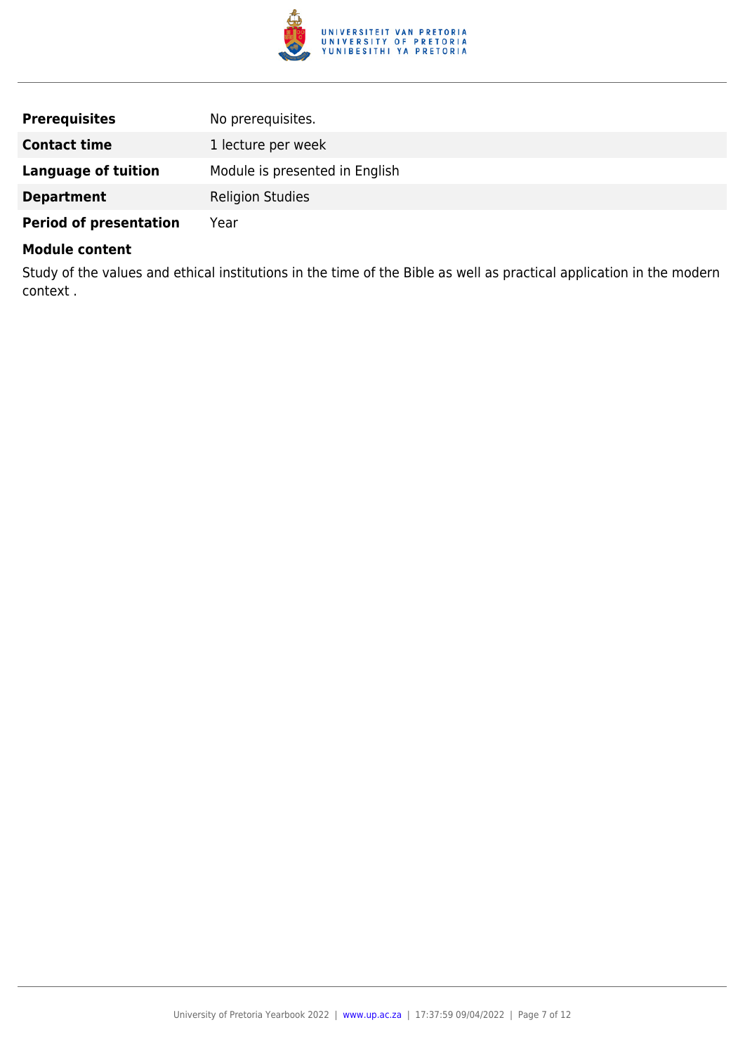| | |
|---|---|
| **Prerequisites** | No prerequisites. |
| **Contact time** | 1 lecture per week |
| **Language of tuition** | Module is presented in English |
| **Department** | Religion Studies |
| **Period of presentation** | Year |

**Module content**

Study of the values and ethical institutions in the time of the Bible as well as practical application in the modern context .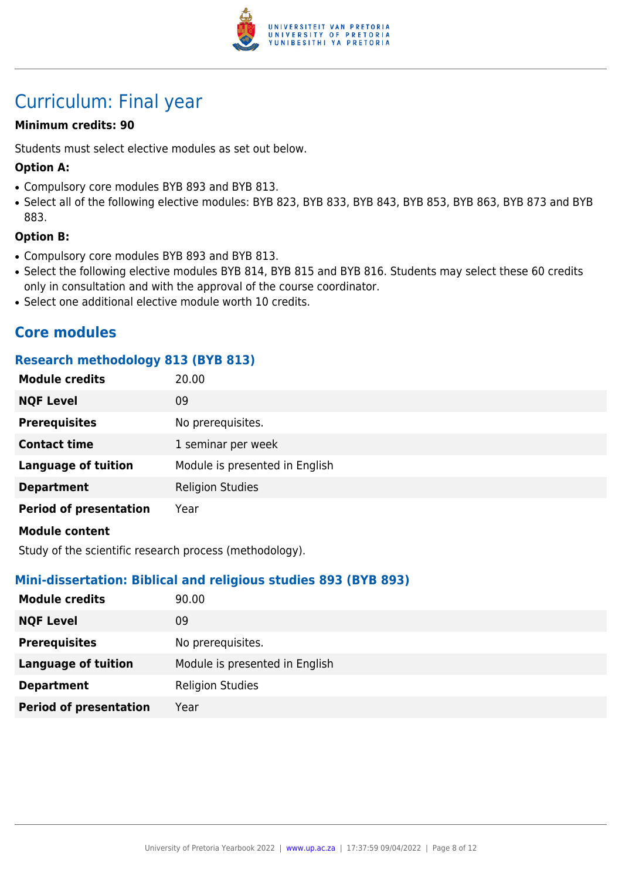# Curriculum: Final year

**Minimum credits: 90**

Students must select elective modules as set out below.

**Option A:**

- Compulsory core modules BYB 893 and BYB 813.
- Select all of the following elective modules: BYB 823, BYB 833, BYB 843, BYB 853, BYB 863, BYB 873 and BYB 883.

**Option B:**

- Compulsory core modules BYB 893 and BYB 813.
- Select the following elective modules BYB 814, BYB 815 and BYB 816. Students may select these 60 credits only in consultation and with the approval of the course coordinator.
- Select one additional elective module worth 10 credits.

## Core modules

### Research methodology 813 (BYB 813)

| | |
|---|---|
| **Module credits** | 20.00 |
| **NQF Level** | 09 |
| **Prerequisites** | No prerequisites. |
| **Contact time** | 1 seminar per week |
| **Language of tuition** | Module is presented in English |
| **Department** | Religion Studies |
| **Period of presentation** | Year |

**Module content**

Study of the scientific research process (methodology).

### Mini-dissertation: Biblical and religious studies 893 (BYB 893)

| | |
|---|---|
| **Module credits** | 90.00 |
| **NQF Level** | 09 |
| **Prerequisites** | No prerequisites. |
| **Language of tuition** | Module is presented in English |
| **Department** | Religion Studies |
| **Period of presentation** | Year |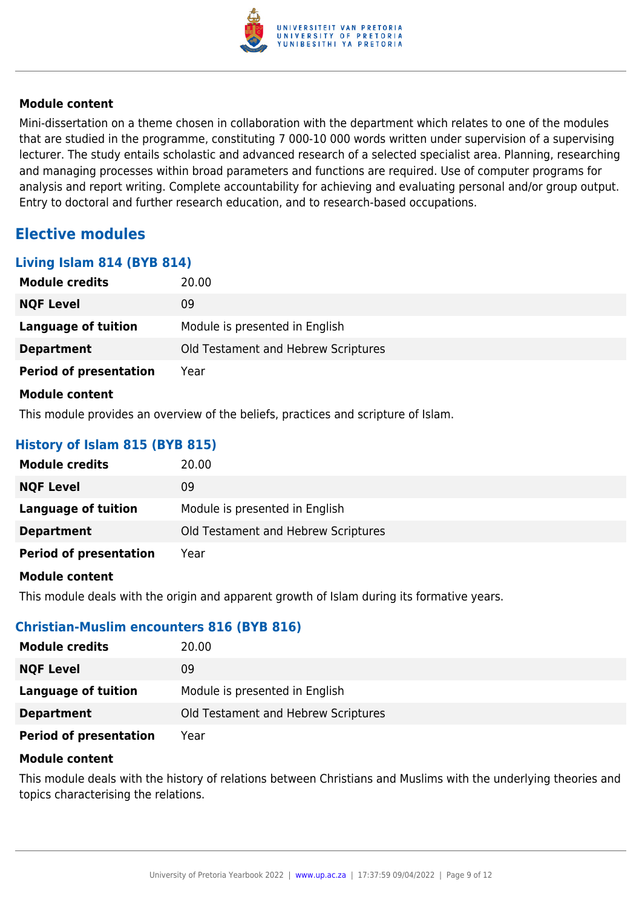#### Module content

Mini-dissertation on a theme chosen in collaboration with the department which relates to one of the modules that are studied in the programme, constituting 7 000-10 000 words written under supervision of a supervising lecturer. The study entails scholastic and advanced research of a selected specialist area. Planning, researching and managing processes within broad parameters and functions are required. Use of computer programs for analysis and report writing. Complete accountability for achieving and evaluating personal and/or group output. Entry to doctoral and further research education, and to research-based occupations.

## Elective modules

### Living Islam 814 (BYB 814)

| | |
|---|---|
| **Module credits** | 20.00 |
| **NQF Level** | 09 |
| **Language of tuition** | Module is presented in English |
| **Department** | Old Testament and Hebrew Scriptures |
| **Period of presentation** | Year |

#### Module content

This module provides an overview of the beliefs, practices and scripture of Islam.

### History of Islam 815 (BYB 815)

| | |
|---|---|
| **Module credits** | 20.00 |
| **NQF Level** | 09 |
| **Language of tuition** | Module is presented in English |
| **Department** | Old Testament and Hebrew Scriptures |
| **Period of presentation** | Year |

#### Module content

This module deals with the origin and apparent growth of Islam during its formative years.

### Christian-Muslim encounters 816 (BYB 816)

| | |
|---|---|
| **Module credits** | 20.00 |
| **NQF Level** | 09 |
| **Language of tuition** | Module is presented in English |
| **Department** | Old Testament and Hebrew Scriptures |
| **Period of presentation** | Year |

#### Module content

This module deals with the history of relations between Christians and Muslims with the underlying theories and topics characterising the relations.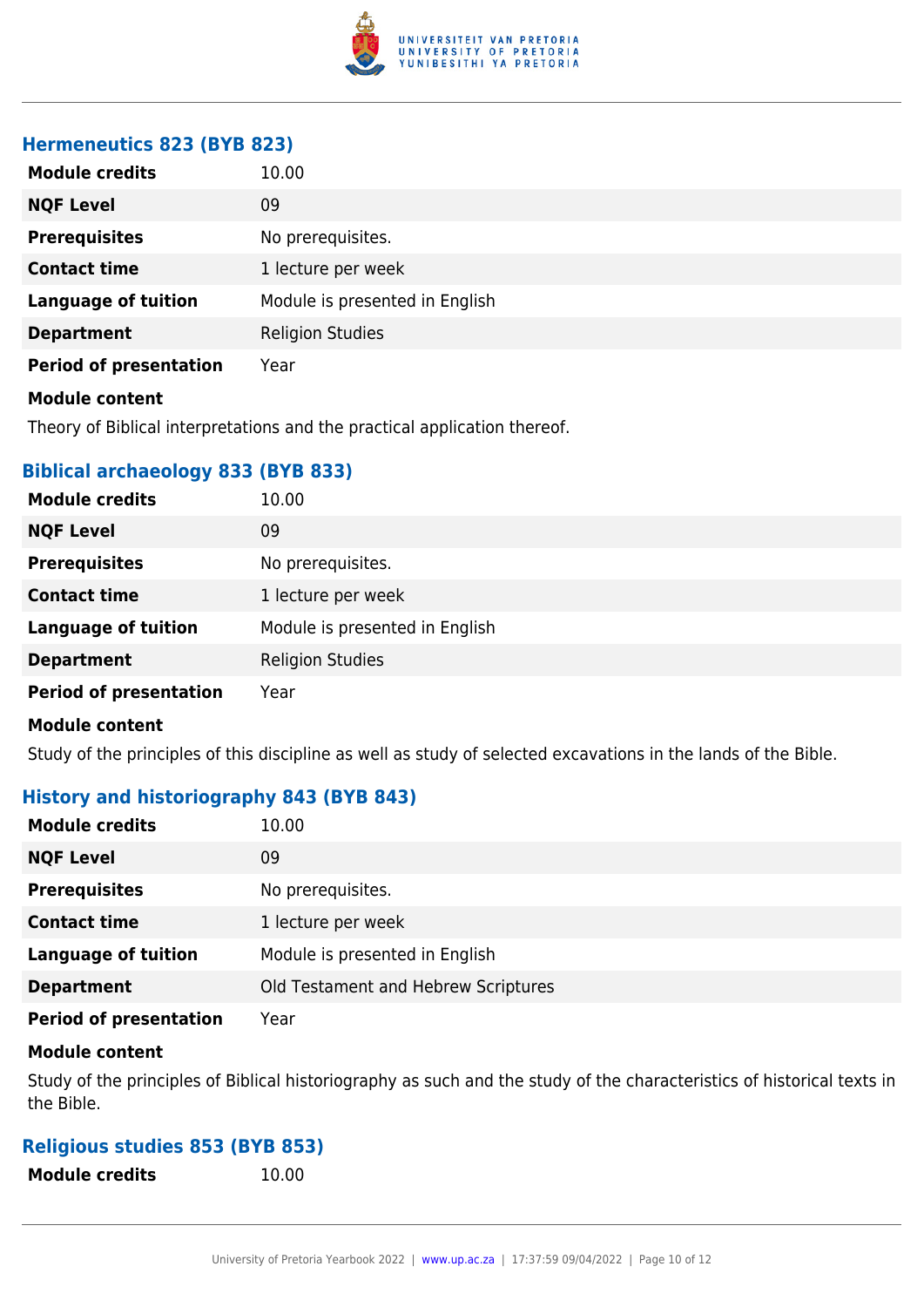### Hermeneutics 823 (BYB 823)

| | |
|---|---|
| **Module credits** | 10.00 |
| **NQF Level** | 09 |
| **Prerequisites** | No prerequisites. |
| **Contact time** | 1 lecture per week |
| **Language of tuition** | Module is presented in English |
| **Department** | Religion Studies |
| **Period of presentation** | Year |

**Module content**

Theory of Biblical interpretations and the practical application thereof.

### Biblical archaeology 833 (BYB 833)

| | |
|---|---|
| **Module credits** | 10.00 |
| **NQF Level** | 09 |
| **Prerequisites** | No prerequisites. |
| **Contact time** | 1 lecture per week |
| **Language of tuition** | Module is presented in English |
| **Department** | Religion Studies |
| **Period of presentation** | Year |

**Module content**

Study of the principles of this discipline as well as study of selected excavations in the lands of the Bible.

### History and historiography 843 (BYB 843)

| | |
|---|---|
| **Module credits** | 10.00 |
| **NQF Level** | 09 |
| **Prerequisites** | No prerequisites. |
| **Contact time** | 1 lecture per week |
| **Language of tuition** | Module is presented in English |
| **Department** | Old Testament and Hebrew Scriptures |
| **Period of presentation** | Year |

**Module content**

Study of the principles of Biblical historiography as such and the study of the characteristics of historical texts in the Bible.

### Religious studies 853 (BYB 853)

| | |
|---|---|
| **Module credits** | 10.00 |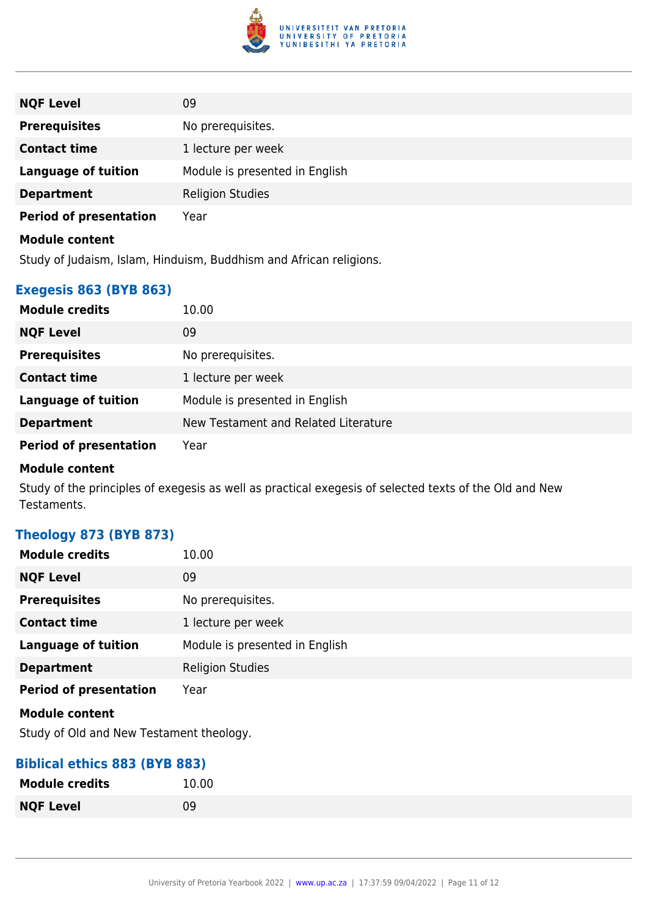| | |
|---|---|
| **NQF Level** | 09 |
| **Prerequisites** | No prerequisites. |
| **Contact time** | 1 lecture per week |
| **Language of tuition** | Module is presented in English |
| **Department** | Religion Studies |
| **Period of presentation** | Year |

**Module content**

Study of Judaism, Islam, Hinduism, Buddhism and African religions.

### Exegesis 863 (BYB 863)

| | |
|---|---|
| **Module credits** | 10.00 |
| **NQF Level** | 09 |
| **Prerequisites** | No prerequisites. |
| **Contact time** | 1 lecture per week |
| **Language of tuition** | Module is presented in English |
| **Department** | New Testament and Related Literature |
| **Period of presentation** | Year |

**Module content**

Study of the principles of exegesis as well as practical exegesis of selected texts of the Old and New Testaments.

### Theology 873 (BYB 873)

| | |
|---|---|
| **Module credits** | 10.00 |
| **NQF Level** | 09 |
| **Prerequisites** | No prerequisites. |
| **Contact time** | 1 lecture per week |
| **Language of tuition** | Module is presented in English |
| **Department** | Religion Studies |
| **Period of presentation** | Year |

**Module content**

Study of Old and New Testament theology.

### Biblical ethics 883 (BYB 883)

| | |
|---|---|
| **Module credits** | 10.00 |
| **NQF Level** | 09 |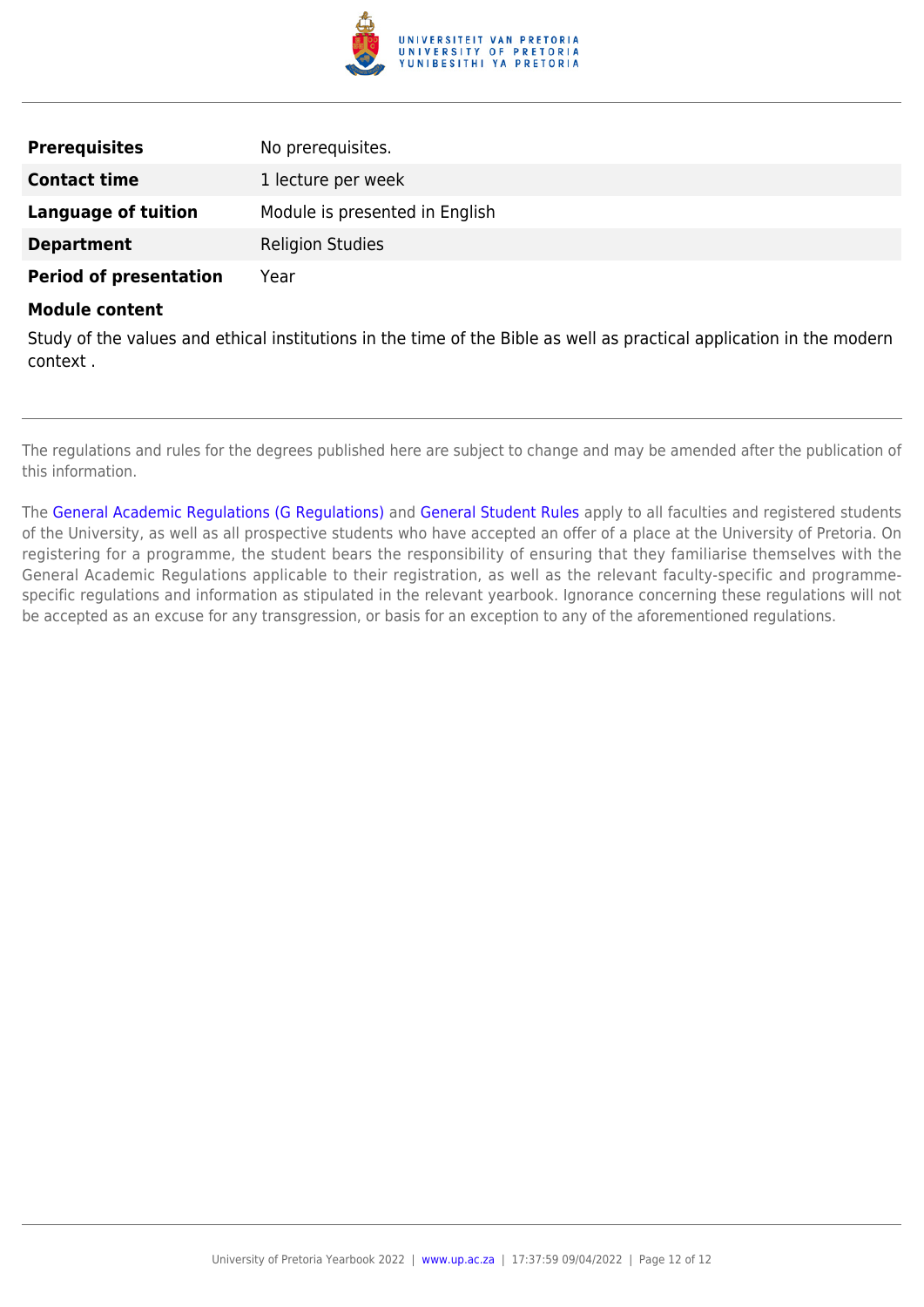| | |
|---|---|
| **Prerequisites** | No prerequisites. |
| **Contact time** | 1 lecture per week |
| **Language of tuition** | Module is presented in English |
| **Department** | Religion Studies |
| **Period of presentation** | Year |

**Module content**

Study of the values and ethical institutions in the time of the Bible as well as practical application in the modern context .

---

The regulations and rules for the degrees published here are subject to change and may be amended after the publication of this information.

The General Academic Regulations (G Regulations) and General Student Rules apply to all faculties and registered students of the University, as well as all prospective students who have accepted an offer of a place at the University of Pretoria. On registering for a programme, the student bears the responsibility of ensuring that they familiarise themselves with the General Academic Regulations applicable to their registration, as well as the relevant faculty-specific and programme-specific regulations and information as stipulated in the relevant yearbook. Ignorance concerning these regulations will not be accepted as an excuse for any transgression, or basis for an exception to any of the aforementioned regulations.